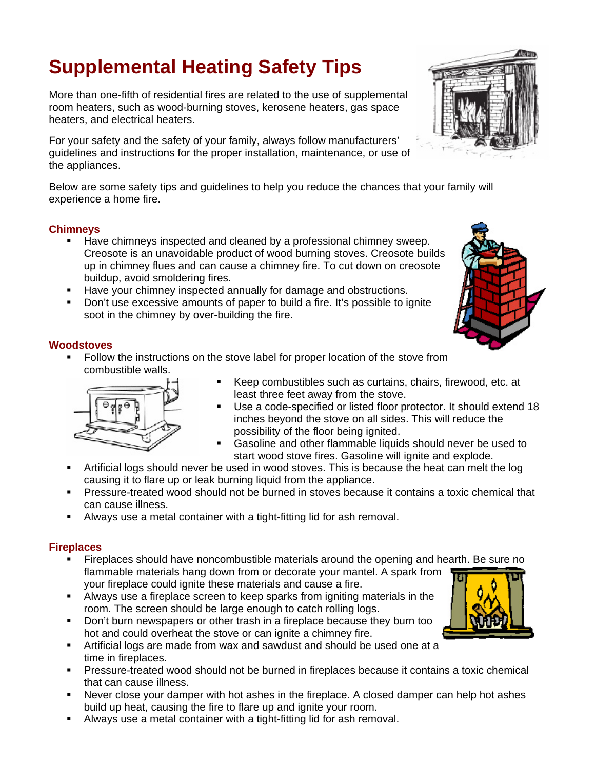# Supplemental Heating Safety Tips

More than one-fifth of residential fires are related to the use of supplemental room heaters, such as wood-burning stoves, kerosene heaters, gas space heaters, and electrical heaters.

For your safety and the safety of your family, always follow manufacturers' guidelines and instructions for the proper installation, maintenance, or use of the appliances.

Below are some safety tips and guidelines to help you reduce the chances that your family will experience a home fire.

## Chimneys

- Have chimneys inspected and cleaned by a professional chimney sweep. Creosote is an unavoidable product of wood burning stoves. Creosote builds up in chimney flues and can cause a chimney fire. To cut down on creosote buildup, avoid smoldering fires.
- Have your chimney inspected annually for damage and obstructions.
- Don't use excessive amounts of paper to build a fire. It's possible to ignite soot in the chimney by over-building the fire.

## Woodstoves

- Follow the instructions on the stove label for proper location of the stove from combustible walls.
- Keep combustibles such as curtains, chairs, firewood, etc. at least three feet away from the stove.
- Use a code-specified or listed floor protector. It should extend 18 inches beyond the stove on all sides. This will reduce the possibility of the floor being ignited.
- Gasoline and other flammable liquids should never be used to start wood stove fires. Gasoline will ignite and explode.
- Artificial logs should never be used in wood stoves. This is because the heat can melt the log causing it to flare up or leak burning liquid from the appliance.
- Pressure-treated wood should not be burned in stoves because it contains a toxic chemical that can cause illness.
- Always use a metal container with a tight-fitting lid for ash removal.

## Fireplaces

- Fireplaces should have noncombustible materials around the opening and hearth. Be sure no flammable materials hang down from or decorate your mantel. A spark from your fireplace could ignite these materials and cause a fire.
- Always use a fireplace screen to keep sparks from igniting materials in the room. The screen should be large enough to catch rolling logs.
- Don't burn newspapers or other trash in a fireplace because they burn too hot and could overheat the stove or can ignite a chimney fire.
- Artificial logs are made from wax and sawdust and should be used one at a time in fireplaces.
- Pressure-treated wood should not be burned in fireplaces because it contains a toxic chemical that can cause illness.
- Never close your damper with hot ashes in the fireplace. A closed damper can help hot ashes build up heat, causing the fire to flare up and ignite your room.
- Always use a metal container with a tight-fitting lid for ash removal.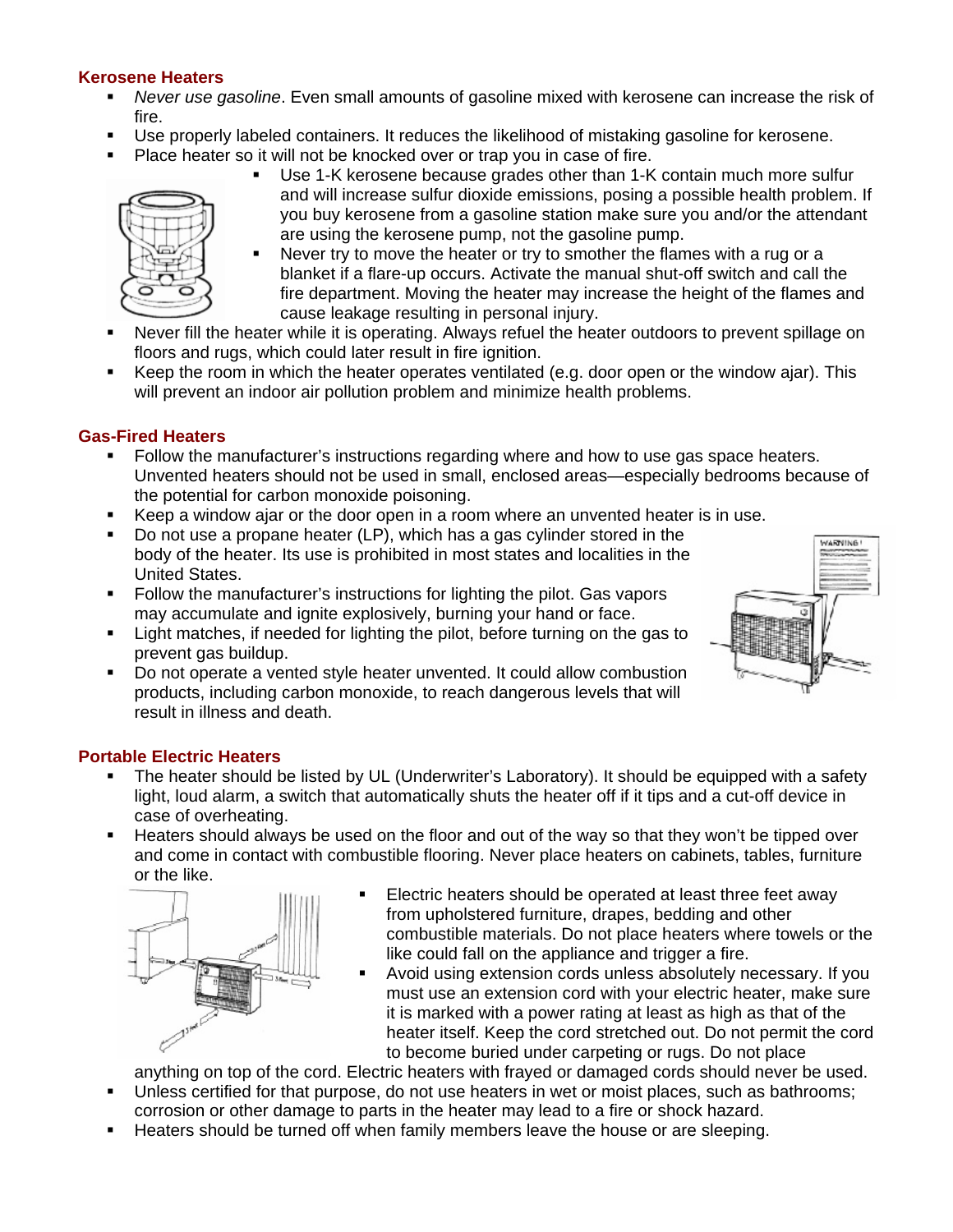### Kerosene Heaters

- *Never use gasoline*. Even small amounts of gasoline mixed with kerosene can increase the risk of fire.
- Use properly labeled containers. It reduces the likelihood of mistaking gasoline for kerosene.
- Place heater so it will not be knocked over or trap you in case of fire.
- Use 1-K kerosene because grades other than 1-K contain much more sulfur and will increase sulfur dioxide emissions, posing a possible health problem. If you buy kerosene from a gasoline station make sure you and/or the attendant are using the kerosene pump, not the gasoline pump.
- Never try to move the heater or try to smother the flames with a rug or a blanket if a flare-up occurs. Activate the manual shut-off switch and call the fire department. Moving the heater may increase the height of the flames and cause leakage resulting in personal injury.
- Never fill the heater while it is operating. Always refuel the heater outdoors to prevent spillage on floors and rugs, which could later result in fire ignition.
- Keep the room in which the heater operates ventilated (e.g. door open or the window ajar). This will prevent an indoor air pollution problem and minimize health problems.

### Gas-Fired Heaters

- Follow the manufacturer's instructions regarding where and how to use gas space heaters. Unvented heaters should not be used in small, enclosed areas—especially bedrooms because of the potential for carbon monoxide poisoning.
- Keep a window ajar or the door open in a room where an unvented heater is in use.
- Do not use a propane heater (LP), which has a gas cylinder stored in the body of the heater. Its use is prohibited in most states and localities in the United States.
- Follow the manufacturer's instructions for lighting the pilot. Gas vapors may accumulate and ignite explosively, burning your hand or face.
- Light matches, if needed for lighting the pilot, before turning on the gas to prevent gas buildup.
- Do not operate a vented style heater unvented. It could allow combustion products, including carbon monoxide, to reach dangerous levels that will result in illness and death.

### Portable Electric Heaters

- The heater should be listed by UL (Underwriter's Laboratory). It should be equipped with a safety light, loud alarm, a switch that automatically shuts the heater off if it tips and a cut-off device in case of overheating.
- Heaters should always be used on the floor and out of the way so that they won't be tipped over and come in contact with combustible flooring. Never place heaters on cabinets, tables, furniture or the like.
- Electric heaters should be operated at least three feet away from upholstered furniture, drapes, bedding and other combustible materials. Do not place heaters where towels or the like could fall on the appliance and trigger a fire.
- Avoid using extension cords unless absolutely necessary. If you must use an extension cord with your electric heater, make sure it is marked with a power rating at least as high as that of the heater itself. Keep the cord stretched out. Do not permit the cord to become buried under carpeting or rugs. Do not place anything on top of the cord. Electric heaters with frayed or damaged cords should never be used.
- Unless certified for that purpose, do not use heaters in wet or moist places, such as bathrooms; corrosion or other damage to parts in the heater may lead to a fire or shock hazard.
- Heaters should be turned off when family members leave the house or are sleeping.